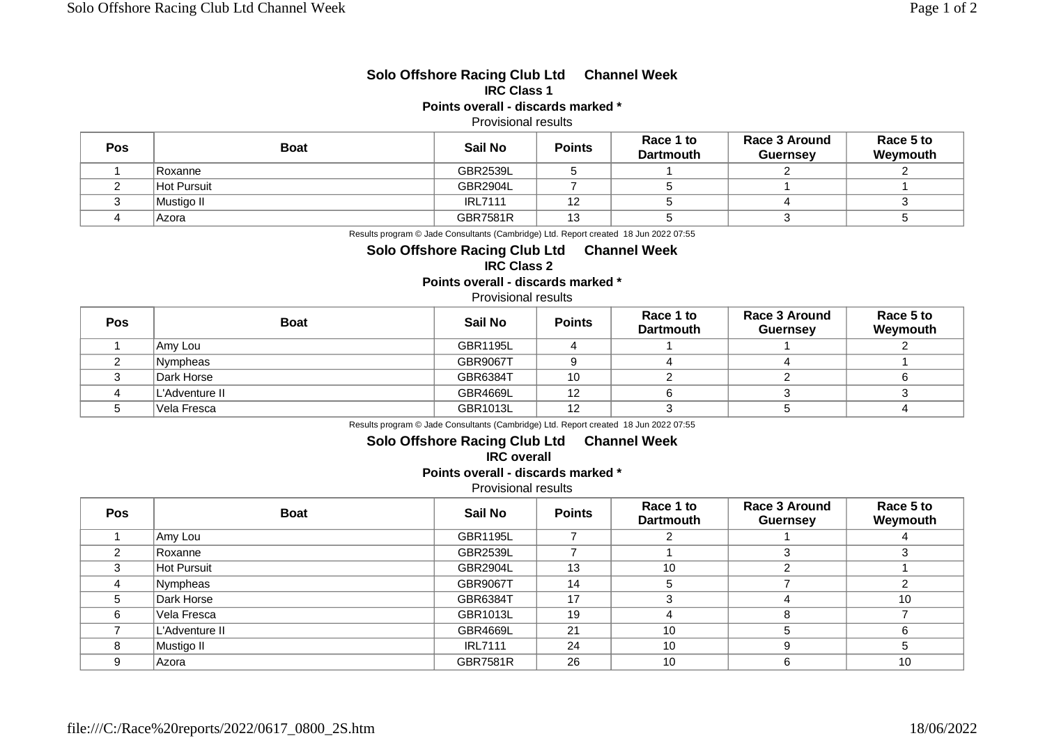## Solo Offshore Racing Club Ltd Channel Week

### IRC Class 1

**Points overall - discards marked ***

Provisional results

| Pos | Boat | Sail No | Points | Race 1 to Dartmouth | Race 3 Around Guernsey | Race 5 to Weymouth |
|---|---|---|---|---|---|---|
| 1 | Roxanne | GBR2539L | 5 | 1 | 2 | 2 |
| 2 | Hot Pursuit | GBR2904L | 7 | 5 | 1 | 1 |
| 3 | Mustigo II | IRL7111 | 12 | 5 | 4 | 3 |
| 4 | Azora | GBR7581R | 13 | 5 | 3 | 5 |

Results program © Jade Consultants (Cambridge) Ltd. Report created 18 Jun 2022 07:55

## Solo Offshore Racing Club Ltd Channel Week

### IRC Class 2

**Points overall - discards marked ***

Provisional results

| Pos | Boat | Sail No | Points | Race 1 to Dartmouth | Race 3 Around Guernsey | Race 5 to Weymouth |
|---|---|---|---|---|---|---|
| 1 | Amy Lou | GBR1195L | 4 | 1 | 1 | 2 |
| 2 | Nympheas | GBR9067T | 9 | 4 | 4 | 1 |
| 3 | Dark Horse | GBR6384T | 10 | 2 | 2 | 6 |
| 4 | L'Adventure II | GBR4669L | 12 | 6 | 3 | 3 |
| 5 | Vela Fresca | GBR1013L | 12 | 3 | 5 | 4 |

Results program © Jade Consultants (Cambridge) Ltd. Report created 18 Jun 2022 07:55

## Solo Offshore Racing Club Ltd Channel Week

### IRC overall

**Points overall - discards marked ***

Provisional results

| Pos | Boat | Sail No | Points | Race 1 to Dartmouth | Race 3 Around Guernsey | Race 5 to Weymouth |
|---|---|---|---|---|---|---|
| 1 | Amy Lou | GBR1195L | 7 | 2 | 1 | 4 |
| 2 | Roxanne | GBR2539L | 7 | 1 | 3 | 3 |
| 3 | Hot Pursuit | GBR2904L | 13 | 10 | 2 | 1 |
| 4 | Nympheas | GBR9067T | 14 | 5 | 7 | 2 |
| 5 | Dark Horse | GBR6384T | 17 | 3 | 4 | 10 |
| 6 | Vela Fresca | GBR1013L | 19 | 4 | 8 | 7 |
| 7 | L'Adventure II | GBR4669L | 21 | 10 | 5 | 6 |
| 8 | Mustigo II | IRL7111 | 24 | 10 | 9 | 5 |
| 9 | Azora | GBR7581R | 26 | 10 | 6 | 10 |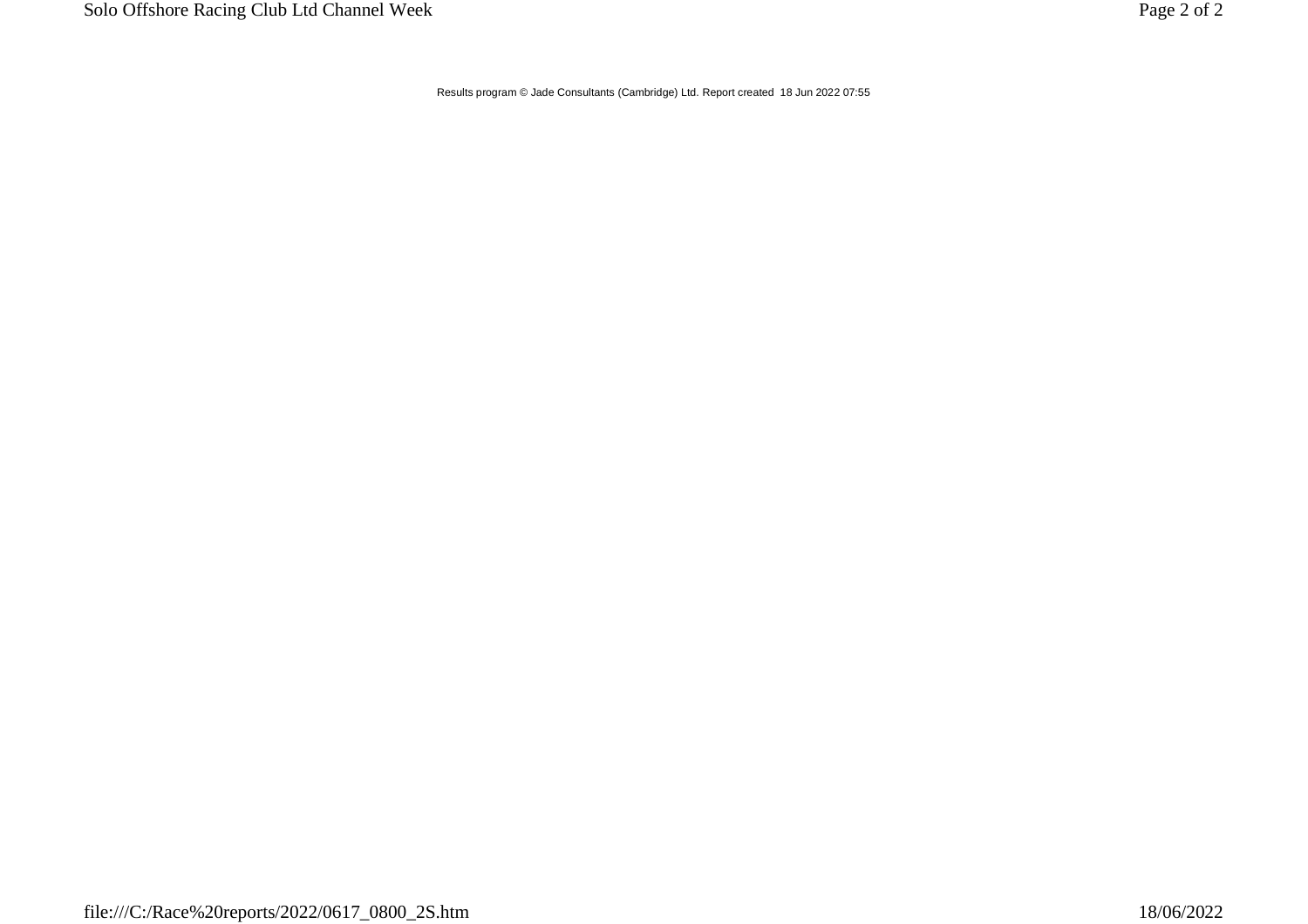Results program © Jade Consultants (Cambridge) Ltd. Report created 18 Jun 2022 07:55